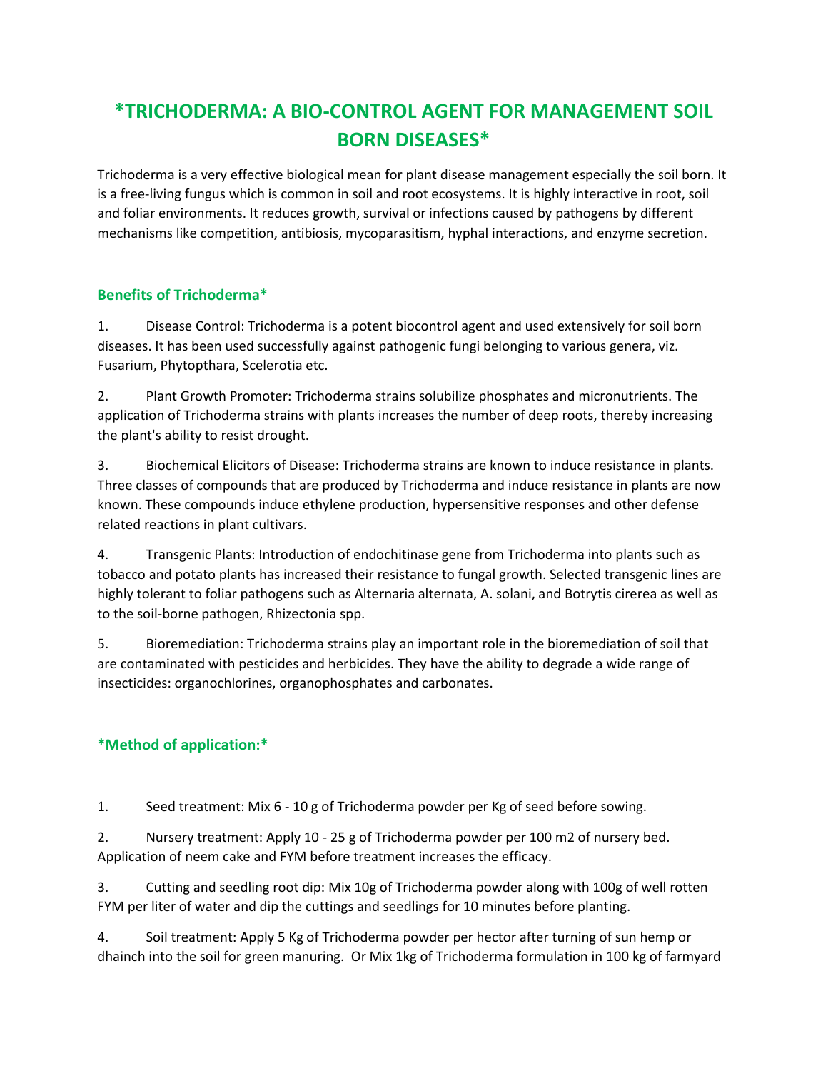# *TRICHODERMA: A BIO-CONTROL AGENT FOR MANAGEMENT SOIL BORN DISEASES*

Trichoderma is a very effective biological mean for plant disease management especially the soil born. It is a free-living fungus which is common in soil and root ecosystems. It is highly interactive in root, soil and foliar environments. It reduces growth, survival or infections caused by pathogens by different mechanisms like competition, antibiosis, mycoparasitism, hyphal interactions, and enzyme secretion.

## Benefits of Trichoderma*

1. Disease Control: Trichoderma is a potent biocontrol agent and used extensively for soil born diseases. It has been used successfully against pathogenic fungi belonging to various genera, viz. Fusarium, Phytopthara, Scelerotia etc.

2. Plant Growth Promoter: Trichoderma strains solubilize phosphates and micronutrients. The application of Trichoderma strains with plants increases the number of deep roots, thereby increasing the plant's ability to resist drought.

3. Biochemical Elicitors of Disease: Trichoderma strains are known to induce resistance in plants. Three classes of compounds that are produced by Trichoderma and induce resistance in plants are now known. These compounds induce ethylene production, hypersensitive responses and other defense related reactions in plant cultivars.

4. Transgenic Plants: Introduction of endochitinase gene from Trichoderma into plants such as tobacco and potato plants has increased their resistance to fungal growth. Selected transgenic lines are highly tolerant to foliar pathogens such as Alternaria alternata, A. solani, and Botrytis cirerea as well as to the soil-borne pathogen, Rhizectonia spp.

5. Bioremediation: Trichoderma strains play an important role in the bioremediation of soil that are contaminated with pesticides and herbicides. They have the ability to degrade a wide range of insecticides: organochlorines, organophosphates and carbonates.

## *Method of application:*

1. Seed treatment: Mix 6 - 10 g of Trichoderma powder per Kg of seed before sowing.

2. Nursery treatment: Apply 10 - 25 g of Trichoderma powder per 100 m2 of nursery bed. Application of neem cake and FYM before treatment increases the efficacy.

3. Cutting and seedling root dip: Mix 10g of Trichoderma powder along with 100g of well rotten FYM per liter of water and dip the cuttings and seedlings for 10 minutes before planting.

4. Soil treatment: Apply 5 Kg of Trichoderma powder per hector after turning of sun hemp or dhainch into the soil for green manuring. Or Mix 1kg of Trichoderma formulation in 100 kg of farmyard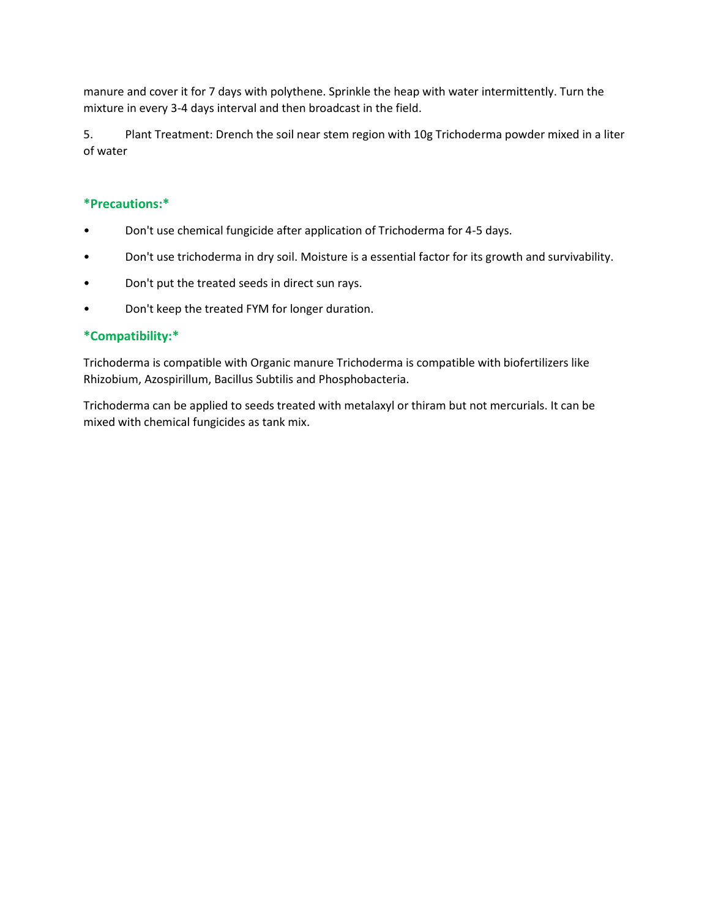manure and cover it for 7 days with polythene. Sprinkle the heap with water intermittently. Turn the mixture in every 3-4 days interval and then broadcast in the field.

5. Plant Treatment: Drench the soil near stem region with 10g Trichoderma powder mixed in a liter of water

## *Precautions:*

- Don't use chemical fungicide after application of Trichoderma for 4-5 days.
- Don't use trichoderma in dry soil. Moisture is a essential factor for its growth and survivability.
- Don't put the treated seeds in direct sun rays.
- Don't keep the treated FYM for longer duration.

## *Compatibility:*

Trichoderma is compatible with Organic manure Trichoderma is compatible with biofertilizers like Rhizobium, Azospirillum, Bacillus Subtilis and Phosphobacteria.

Trichoderma can be applied to seeds treated with metalaxyl or thiram but not mercurials. It can be mixed with chemical fungicides as tank mix.